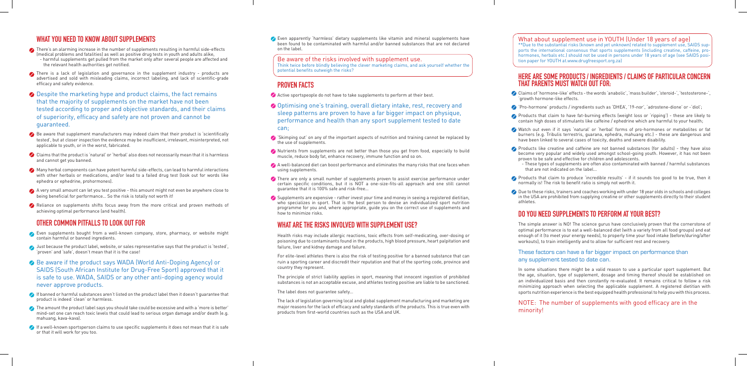## WHAT YOU NEED TO KNOW ABOUT SUPPLEMENTS

- There's an alarming increase in the number of supplements resulting in harmful side-effects (medical problems and fatalities) as well as positive drug tests in youth and adults alike,
  - harmful supplements get pulled from the market only after several people are affected and the relevant health authorities get notified.
- There is a lack of legislation and governance in the supplement industry - products are advertised and sold with misleading claims, incorrect labeling, and lack of scientific-grade efficacy and safety evidence.
- Despite the marketing hype and product claims, the fact remains that the majority of supplements on the market have not been tested according to proper and objective standards, and their claims of superiority, efficacy and safety are not proven and cannot be guaranteed.
- Be aware that supplement manufacturers may indeed claim that their product is 'scientifically tested', but at closer inspection the evidence may be insufficient, irrelevant, misinterpreted, not applicable to youth, or in the worst, fabricated.
- Claims that the product is 'natural' or 'herbal' also does not necessarily mean that it is harmless and cannot get you banned.
- Many herbal components can have potent harmful side-effects, can lead to harmful interactions with other herbals or medications, and/or lead to a failed drug test (look out for words like ephedra or ephedrine, prohormones).
- A very small amount can let you test positive - this amount might not even be anywhere close to being beneficial for performance... So the risk is totally not worth it!
- Reliance on supplements shifts focus away from the more critical and proven methods of achieving optimal performance (and health).

## OTHER COMMON PITFALLS TO LOOK OUT FOR

- Even supplements bought from a well-known company, store, pharmacy, or website might contain harmful or banned ingredients.
- Just because the product label, website, or sales representative says that the product is 'tested', 'proven' and 'safe', doesn't mean that it is the case!
- Be aware if the product says WADA (World Anti-Doping Agency) or SAIDS (South African Institute for Drug-Free Sport) approved that it is safe to use. WADA, SAIDS or any other anti-doping agency would never approve products.
- If banned or harmful substances aren't listed on the product label then it doesn't guarantee that product is indeed 'clean' or harmless.
- The amount the product label says you should take could be excessive and with a 'more is better' mind-set one can reach toxic levels that could lead to serious organ damage and/or death (e.g. mahuang, kava-kava).
- If a well-known sportsperson claims to use specific supplements it does not mean that it is safe or that it will work for you too.
- Even apparently 'harmless' dietary supplements like vitamin and mineral supplements have been found to be contaminated with harmful and/or banned substances that are not declared on the label.

**Be aware of the risks involved with supplement use.**
Think twice before blindly believing the clever marketing claims, and ask yourself whether the potential benefits outweigh the risks?

## PROVEN FACTS

- Active sportspeople do not have to take supplements to perform at their best.
- Optimising one's training, overall dietary intake, rest, recovery and sleep patterns are proven to have a far bigger impact on physique, performance and health than any sport supplement tested to date can;
- 'Skimping out' on any of the important aspects of nutrition and training cannot be replaced by the use of supplements.
- Nutrients from supplements are not better than those you get from food, especially to build muscle, reduce body fat, enhance recovery, immune function and so on.
- A well-balanced diet can boost performance and eliminates the many risks that one faces when using supplements.
- There are only a small number of supplements proven to assist exercise performance under certain specific conditions, but it is NOT a one-size-fits-all approach and one still cannot guarantee that it is 100% safe and risk-free...
- Supplements are expensive - rather invest your time and money in seeing a registered dietitian, who specializes in sport. That is the best person to devise an individualized sport nutrition programme for you and, where appropriate, guide you on the correct use of supplements and how to minimize risks.

## WHAT ARE THE RISKS INVOLVED WITH SUPPLEMENT USE?

Health risks may include allergic reactions, toxic effects from self-medicating, over-dosing or poisoning due to contaminants found in the products, high blood pressure, heart palpitation and failure, liver and kidney damage and failure.

For elite-level athletes there is also the risk of testing positive for a banned substance that can ruin a sporting career and discredit their reputation and that of the sporting code, province and country they represent.

The principle of strict liability applies in sport, meaning that innocent ingestion of prohibited substances is not an acceptable excuse, and athletes testing positive are liable to be sanctioned.

The label does not guarantee safety...

The lack of legislation governing local and global supplement manufacturing and marketing are major reasons for the lack of efficacy and safety standards of the products. This is true even with products from first-world countries such as the USA and UK.

**What about supplement use in YOUTH (Under 18 years of age)**
**Due to the substantial risks (known and yet unknown) related to supplement use, SAIDS supports the international consensus that sports supplements (including creatine, caffeine, pro-hormones, herbals etc.) should not be used in persons under 18 years of age (see SAIDS position paper for YOUTH at.www.drugfreesport.org.za)

## HERE ARE SOME PRODUCTS / INGREDIENTS / CLAIMS OF PARTICULAR CONCERN THAT PARENTS MUST WATCH OUT FOR:

- Claims of 'hormone-like' effects - the words 'anabolic', 'mass builder', 'steroid-', 'testosterone-', 'growth hormone-like effects.
- 'Pro-hormone' products / ingredients such as 'DHEA', '19-nor', 'adrostene-dione' or -'diol';
- Products that claim to have fat-burning effects (weight loss or 'ripping') - these are likely to contain high doses of stimulants like caffeine / ephedrine which are harmful to your health;
- Watch out even if it says 'natural' or 'herbal' forms of pro-hormones or metabolites or fat burners (e.g. Tribulis terrestris, guarana, ephedra, mahuang etc.) - these are dangerous and have been linked to several cases of toxicity, deaths and severe disability.
- Products like creatine and caffeine are not banned substances (for adults) - they have also become very popular and widely used amongst school-going youth. However, it has not been proven to be safe and effective for children and adolescents.
  - These types of supplements are often also contaminated with banned / harmful substances that are not indicated on the label...
- Products that claim to produce 'incredible results' - if it sounds too good to be true, then it normally is! The risk to benefit ratio is simply not worth it.
- Due to these risks, trainers and coaches working with under 18 year olds in schools and colleges in the USA are prohibited from supplying creatine or other supplements directly to their student athletes.

## DO YOU NEED SUPPLEMENTS TO PERFORM AT YOUR BEST?

The simple answer is NO! The science gurus have conclusively proven that the cornerstone of optimal performance is to eat a well-balanced diet (with a variety from all food groups) and eat enough of it (to meet your energy needs), to properly time your food intake (before/during/after workouts), to train intelligently and to allow for sufficient rest and recovery.

These factors can have a far bigger impact on performance than any supplement tested to date can.

In some situations there might be a valid reason to use a particular sport supplement. But the age, situation, type of supplement, dosage and timing thereof should be established on an individualized basis and then constantly re-evaluated. It remains critical to follow a risk minimizing approach when selecting the applicable supplement. A registered dietitian with sports nutrition experience is the best equipped health professional to help you with this process.

NOTE: The number of supplements with good efficacy are in the minority!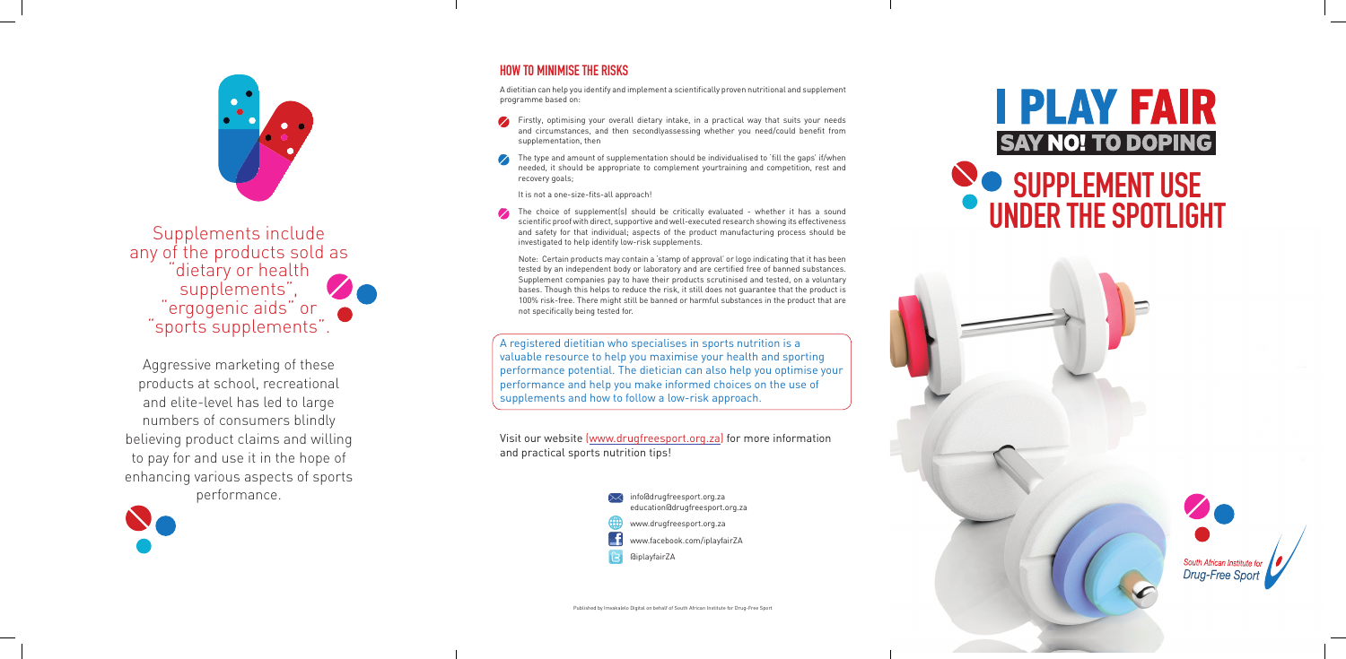Supplements include any of the products sold as "dietary or health supplements", "ergogenic aids" or "sports supplements".

Aggressive marketing of these products at school, recreational and elite-level has led to large numbers of consumers blindly believing product claims and willing to pay for and use it in the hope of enhancing various aspects of sports performance.

## HOW TO MINIMISE THE RISKS

A dietitian can help you identify and implement a scientifically proven nutritional and supplement programme based on:

- Firstly, optimising your overall dietary intake, in a practical way that suits your needs and circumstances, and then secondlyassessing whether you need/could benefit from supplementation, then
- The type and amount of supplementation should be individualised to 'fill the gaps' if/when needed, it should be appropriate to complement yourtraining and competition, rest and recovery goals;

  It is not a one-size-fits-all approach!

- The choice of supplement(s) should be critically evaluated - whether it has a sound scientific proof with direct, supportive and well-executed research showing its effectiveness and safety for that individual; aspects of the product manufacturing process should be investigated to help identify low-risk supplements.

  Note: Certain products may contain a 'stamp of approval' or logo indicating that it has been tested by an independent body or laboratory and are certified free of banned substances. Supplement companies pay to have their products scrutinised and tested, on a voluntary bases. Though this helps to reduce the risk, it still does not guarantee that the product is 100% risk-free. There might still be banned or harmful substances in the product that are not specifically being tested for.

A registered dietitian who specialises in sports nutrition is a valuable resource to help you maximise your health and sporting performance potential. The dietician can also help you optimise your performance and help you make informed choices on the use of supplements and how to follow a low-risk approach.

Visit our website (www.drugfreesport.org.za) for more information and practical sports nutrition tips!

info@drugfreesport.org.za
education@drugfreesport.org.za
www.drugfreesport.org.za
www.facebook.com/iplayfairZA
@iplayfairZA

Published by Imvakalelo Digital on behalf of South African Institute for Drug-Free Sport

# I PLAY FAIR

## SAY NO! TO DOPING

# SUPPLEMENT USE UNDER THE SPOTLIGHT

South African Institute for Drug-Free Sport